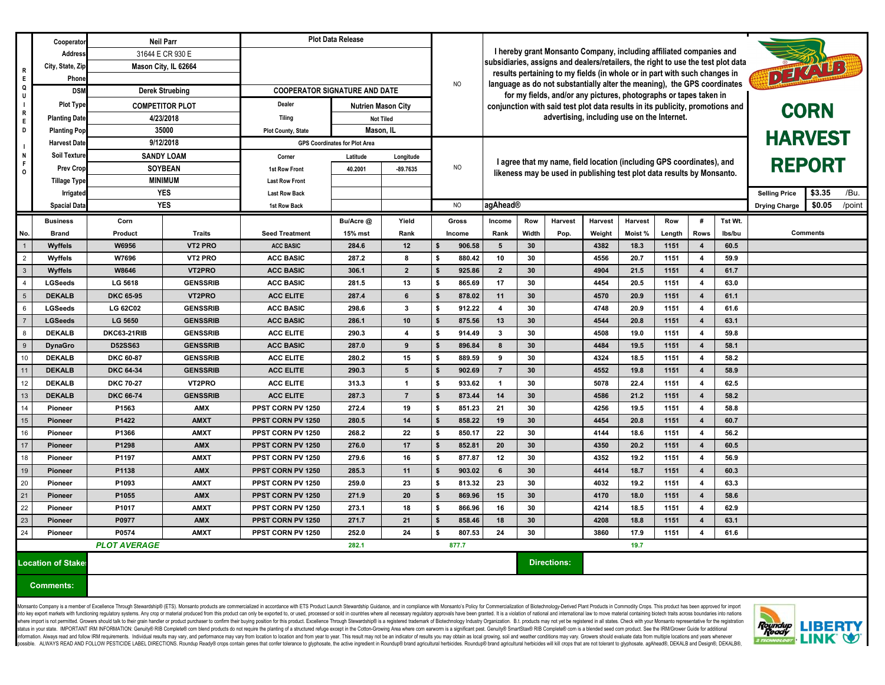# CORN HARVEST REPORT

**REQUIRED INFO**

| | | | |
|---|---|---|---|
| Cooperator | Neil Parr | Plot Data Release | |
| Address | 31644 E CR 930 E | | |
| City, State, Zip | Mason City, IL 62664 | | |
| Phone | | | |
| DSM | Derek Struebing | COOPERATOR SIGNATURE AND DATE | |
| Plot Type | COMPETITOR PLOT | Dealer | Nutrien Mason City |
| Planting Date | 4/23/2018 | Tiling | Not Tiled |
| Planting Pop | 35000 | Plot County, State | Mason, IL |
| Harvest Date | 9/12/2018 | GPS Coordinates for Plot Area | |
| Soil Texture | SANDY LOAM | Corner | Latitude / Longitude |
| Prev Crop | SOYBEAN | 1st Row Front | 40.2001 / -89.7635 |
| Tillage Type | MINIMUM | Last Row Front | |
| Irrigated | YES | Last Row Back | |
| Spacial Data | YES | 1st Row Back | |

NO — I hereby grant Monsanto Company, including affiliated companies and subsidiaries, assigns and dealers/retailers, the right to use the test plot data results pertaining to my fields (in whole or in part with such changes in language as do not substantially alter the meaning), the GPS coordinates for my fields, and/or any pictures, photographs or tapes taken in conjunction with said test plot data results in its publicity, promotions and advertising, including use on the Internet.

NO — I agree that my name, field location (including GPS coordinates), and likeness may be used in publishing test plot data results by Monsanto.

NO — agAhead®

Selling Price: $3.35 /Bu.
Drying Charge: $0.05 /point

| No. | Business Brand | Corn Product | Traits | Seed Treatment | Bu/Acre @ 15% mst | Yield Rank | Gross Income | Income Rank | Row Width | Harvest Pop. | Harvest Weight | Harvest Moist % | Row Length | # Rows | Tst Wt. lbs/bu | Comments |
|---|---|---|---|---|---|---|---|---|---|---|---|---|---|---|---|---|
| 1 | Wyffels | W6956 | VT2 PRO | ACC BASIC | 284.6 | 12 | $ 906.58 | 5 | 30 | | 4382 | 18.3 | 1151 | 4 | 60.5 | |
| 2 | Wyffels | W7696 | VT2 PRO | ACC BASIC | 287.2 | 8 | $ 880.42 | 10 | 30 | | 4556 | 20.7 | 1151 | 4 | 59.9 | |
| 3 | Wyffels | W8646 | VT2PRO | ACC BASIC | 306.1 | 2 | $ 925.86 | 2 | 30 | | 4904 | 21.5 | 1151 | 4 | 61.7 | |
| 4 | LGSeeds | LG 5618 | GENSSRIB | ACC BASIC | 281.5 | 13 | $ 865.69 | 17 | 30 | | 4454 | 20.5 | 1151 | 4 | 63.0 | |
| 5 | DEKALB | DKC 65-95 | VT2PRO | ACC ELITE | 287.4 | 6 | $ 878.02 | 11 | 30 | | 4570 | 20.9 | 1151 | 4 | 61.1 | |
| 6 | LGSeeds | LG 62C02 | GENSSRIB | ACC BASIC | 298.6 | 3 | $ 912.22 | 4 | 30 | | 4748 | 20.9 | 1151 | 4 | 61.6 | |
| 7 | LGSeeds | LG 5650 | GENSSRIB | ACC BASIC | 286.1 | 10 | $ 875.56 | 13 | 30 | | 4544 | 20.8 | 1151 | 4 | 63.1 | |
| 8 | DEKALB | DKC63-21RIB | GENSSRIB | ACC ELITE | 290.3 | 4 | $ 914.49 | 3 | 30 | | 4508 | 19.0 | 1151 | 4 | 59.8 | |
| 9 | DynaGro | D52SS63 | GENSSRIB | ACC BASIC | 287.0 | 9 | $ 896.84 | 8 | 30 | | 4484 | 19.5 | 1151 | 4 | 58.1 | |
| 10 | DEKALB | DKC 60-87 | GENSSRIB | ACC ELITE | 280.2 | 15 | $ 889.59 | 9 | 30 | | 4324 | 18.5 | 1151 | 4 | 58.2 | |
| 11 | DEKALB | DKC 64-34 | GENSSRIB | ACC ELITE | 290.3 | 5 | $ 902.69 | 7 | 30 | | 4552 | 19.8 | 1151 | 4 | 58.9 | |
| 12 | DEKALB | DKC 70-27 | VT2PRO | ACC ELITE | 313.3 | 1 | $ 933.62 | 1 | 30 | | 5078 | 22.4 | 1151 | 4 | 62.5 | |
| 13 | DEKALB | DKC 66-74 | GENSSRIB | ACC ELITE | 287.3 | 7 | $ 873.44 | 14 | 30 | | 4586 | 21.2 | 1151 | 4 | 58.2 | |
| 14 | Pioneer | P1563 | AMX | PPST CORN PV 1250 | 272.4 | 19 | $ 851.23 | 21 | 30 | | 4256 | 19.5 | 1151 | 4 | 58.8 | |
| 15 | Pioneer | P1422 | AMXT | PPST CORN PV 1250 | 280.5 | 14 | $ 858.22 | 19 | 30 | | 4454 | 20.8 | 1151 | 4 | 60.7 | |
| 16 | Pioneer | P1366 | AMXT | PPST CORN PV 1250 | 268.2 | 22 | $ 850.17 | 22 | 30 | | 4144 | 18.6 | 1151 | 4 | 56.2 | |
| 17 | Pioneer | P1298 | AMX | PPST CORN PV 1250 | 276.0 | 17 | $ 852.81 | 20 | 30 | | 4350 | 20.2 | 1151 | 4 | 60.5 | |
| 18 | Pioneer | P1197 | AMXT | PPST CORN PV 1250 | 279.6 | 16 | $ 877.87 | 12 | 30 | | 4352 | 19.2 | 1151 | 4 | 56.9 | |
| 19 | Pioneer | P1138 | AMX | PPST CORN PV 1250 | 285.3 | 11 | $ 903.02 | 6 | 30 | | 4414 | 18.7 | 1151 | 4 | 60.3 | |
| 20 | Pioneer | P1093 | AMXT | PPST CORN PV 1250 | 259.0 | 23 | $ 813.32 | 23 | 30 | | 4032 | 19.2 | 1151 | 4 | 63.3 | |
| 21 | Pioneer | P1055 | AMX | PPST CORN PV 1250 | 271.9 | 20 | $ 869.96 | 15 | 30 | | 4170 | 18.0 | 1151 | 4 | 58.6 | |
| 22 | Pioneer | P1017 | AMXT | PPST CORN PV 1250 | 273.1 | 18 | $ 866.96 | 16 | 30 | | 4214 | 18.5 | 1151 | 4 | 62.9 | |
| 23 | Pioneer | P0977 | AMX | PPST CORN PV 1250 | 271.7 | 21 | $ 858.46 | 18 | 30 | | 4208 | 18.8 | 1151 | 4 | 63.1 | |
| 24 | Pioneer | P0574 | AMXT | PPST CORN PV 1250 | 252.0 | 24 | $ 807.53 | 24 | 30 | | 3860 | 17.9 | 1151 | 4 | 61.6 | |
| | | ***PLOT AVERAGE*** | | | 282.1 | | 877.7 | | | | | 19.7 | | | | |

**Location of Stake:**

**Directions:**

**Comments:**

Monsanto Company is a member of Excellence Through Stewardship® (ETS). Monsanto products are commercialized in accordance with ETS Product Launch Stewardship Guidance, and in compliance with Monsanto's Policy for Commercialization of Biotechnology-Derived Plant Products in Commodity Crops. This product has been approved for import into key export markets with functioning regulatory systems. Any crop or material produced from this product can only be exported to, or used, processed or sold in countries where all necessary regulatory approvals have been granted. It is a violation of national and international law to move material containing biotech traits across boundaries into nations where import is not permitted. Growers should talk to their grain handler or product purchaser to confirm their buying position for this product. Excellence Through Stewardship® is a registered trademark of Biotechnology Industry Organization. B.t. products may not yet be registered in all states. Check with your Monsanto representative for the registration status in your state. IMPORTANT IRM INFORMATION: Genuity® RIB Complete® corn blend products do not require the planting of a structured refuge except in the Cotton-Growing Area where corn earworm is a significant pest. Genuity® SmartStax® RIB Complete® corn is a blended seed corn product. See the IRM/Grower Guide for additional information. Always read and follow IRM requirements. Individual results may vary, and performance may vary from location to location and from year to year. This result may not be an indicator of results you may obtain as local growing, soil and weather conditions may vary. Growers should evaluate data from multiple locations and years whenever possible. ALWAYS READ AND FOLLOW PESTICIDE LABEL DIRECTIONS. Roundup Ready® crops contain genes that confer tolerance to glyphosate, the active ingredient in Roundup® brand agricultural herbicides. Roundup® brand agricultural herbicides will kill crops that are not tolerant to glyphosate. agAhead®, DEKALB and Design®, DEKALB®,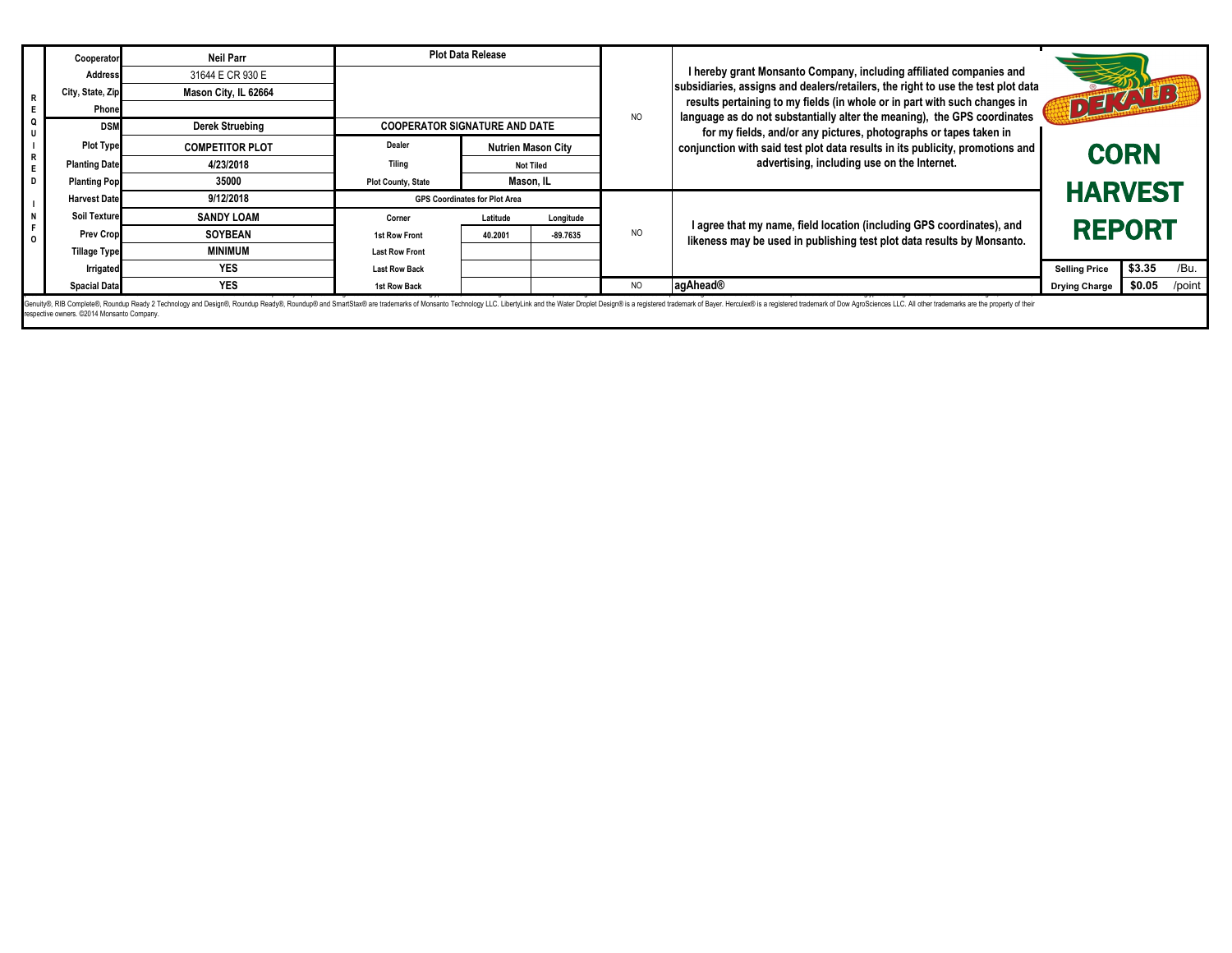# CORN HARVEST REPORT

**REQUIRED INFO**

| | | | | | |
|---|---|---|---|---|---|
| **Cooperator** | **Neil Parr** | **Plot Data Release** | | | |
| **Address** | 31644 E CR 930 E | | | | |
| **City, State, Zip** | **Mason City, IL 62664** | | | | |
| **Phone** | | | | | |
| **DSM** | **Derek Struebing** | **COOPERATOR SIGNATURE AND DATE** | | | |
| **Plot Type** | **COMPETITOR PLOT** | **Dealer** | **Nutrien Mason City** | | |
| **Planting Date** | **4/23/2018** | **Tiling** | **Not Tiled** | | |
| **Planting Pop** | **35000** | **Plot County, State** | **Mason, IL** | | |
| **Harvest Date** | **9/12/2018** | **GPS Coordinates for Plot Area** | | | |
| **Soil Texture** | **SANDY LOAM** | **Corner** | **Latitude** | **Longitude** | |
| **Prev Crop** | **SOYBEAN** | **1st Row Front** | **40.2001** | **-89.7635** | |
| **Tillage Type** | **MINIMUM** | **Last Row Front** | | | |
| **Irrigated** | **YES** | **Last Row Back** | | | |
| **Spacial Data** | **YES** | **1st Row Back** | | | |

NO — **I hereby grant Monsanto Company, including affiliated companies and subsidiaries, assigns and dealers/retailers, the right to use the test plot data results pertaining to my fields (in whole or in part with such changes in language as do not substantially alter the meaning), the GPS coordinates for my fields, and/or any pictures, photographs or tapes taken in conjunction with said test plot data results in its publicity, promotions and advertising, including use on the Internet.**

NO — **I agree that my name, field location (including GPS coordinates), and likeness may be used in publishing test plot data results by Monsanto.**

NO — **agAhead®**

| | | |
|---|---|---|
| **Selling Price** | **$3.35** | /Bu. |
| **Drying Charge** | **$0.05** | /point |

Genuity®, RIB Complete®, Roundup Ready 2 Technology and Design®, Roundup Ready®, Roundup® and SmartStax® are trademarks of Monsanto Technology LLC. LibertyLink and the Water Droplet Design® is a registered trademark of Bayer. Herculex® is a registered trademark of Dow AgroSciences LLC. All other trademarks are the property of their respective owners. ©2014 Monsanto Company.